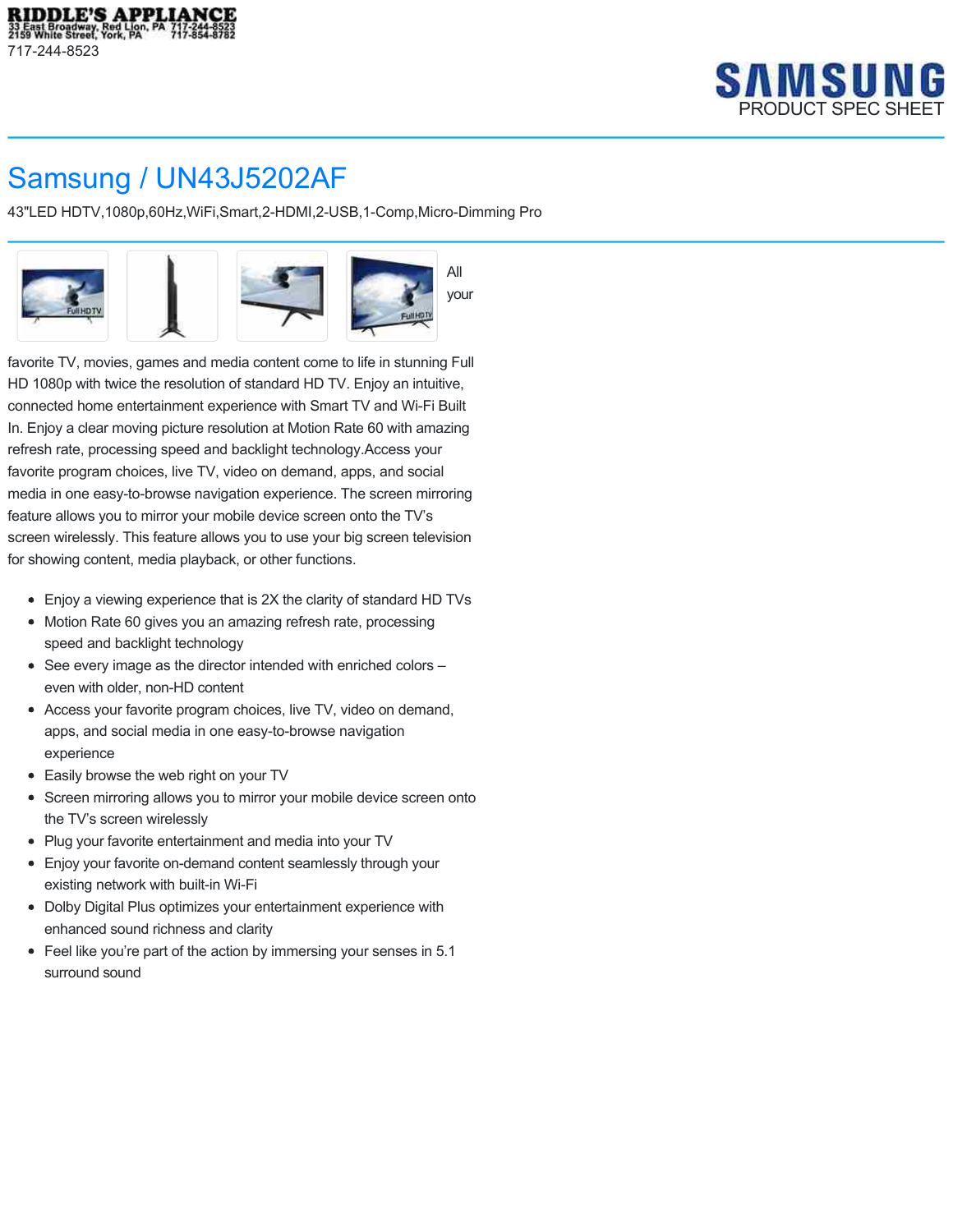RIDDLE'S APPLIANCE
33 East Broadway, Red Lion, PA 717-244-8523
2159 White Street, York, PA 717-854-8782
717-244-8523

SAMSUNG
PRODUCT SPEC SHEET

# Samsung / UN43J5202AF

43"LED HDTV,1080p,60Hz,WiFi,Smart,2-HDMI,2-USB,1-Comp,Micro-Dimming Pro

All your favorite TV, movies, games and media content come to life in stunning Full HD 1080p with twice the resolution of standard HD TV. Enjoy an intuitive, connected home entertainment experience with Smart TV and Wi-Fi Built In. Enjoy a clear moving picture resolution at Motion Rate 60 with amazing refresh rate, processing speed and backlight technology.Access your favorite program choices, live TV, video on demand, apps, and social media in one easy-to-browse navigation experience. The screen mirroring feature allows you to mirror your mobile device screen onto the TV's screen wirelessly. This feature allows you to use your big screen television for showing content, media playback, or other functions.

- Enjoy a viewing experience that is 2X the clarity of standard HD TVs
- Motion Rate 60 gives you an amazing refresh rate, processing speed and backlight technology
- See every image as the director intended with enriched colors – even with older, non-HD content
- Access your favorite program choices, live TV, video on demand, apps, and social media in one easy-to-browse navigation experience
- Easily browse the web right on your TV
- Screen mirroring allows you to mirror your mobile device screen onto the TV's screen wirelessly
- Plug your favorite entertainment and media into your TV
- Enjoy your favorite on-demand content seamlessly through your existing network with built-in Wi-Fi
- Dolby Digital Plus optimizes your entertainment experience with enhanced sound richness and clarity
- Feel like you're part of the action by immersing your senses in 5.1 surround sound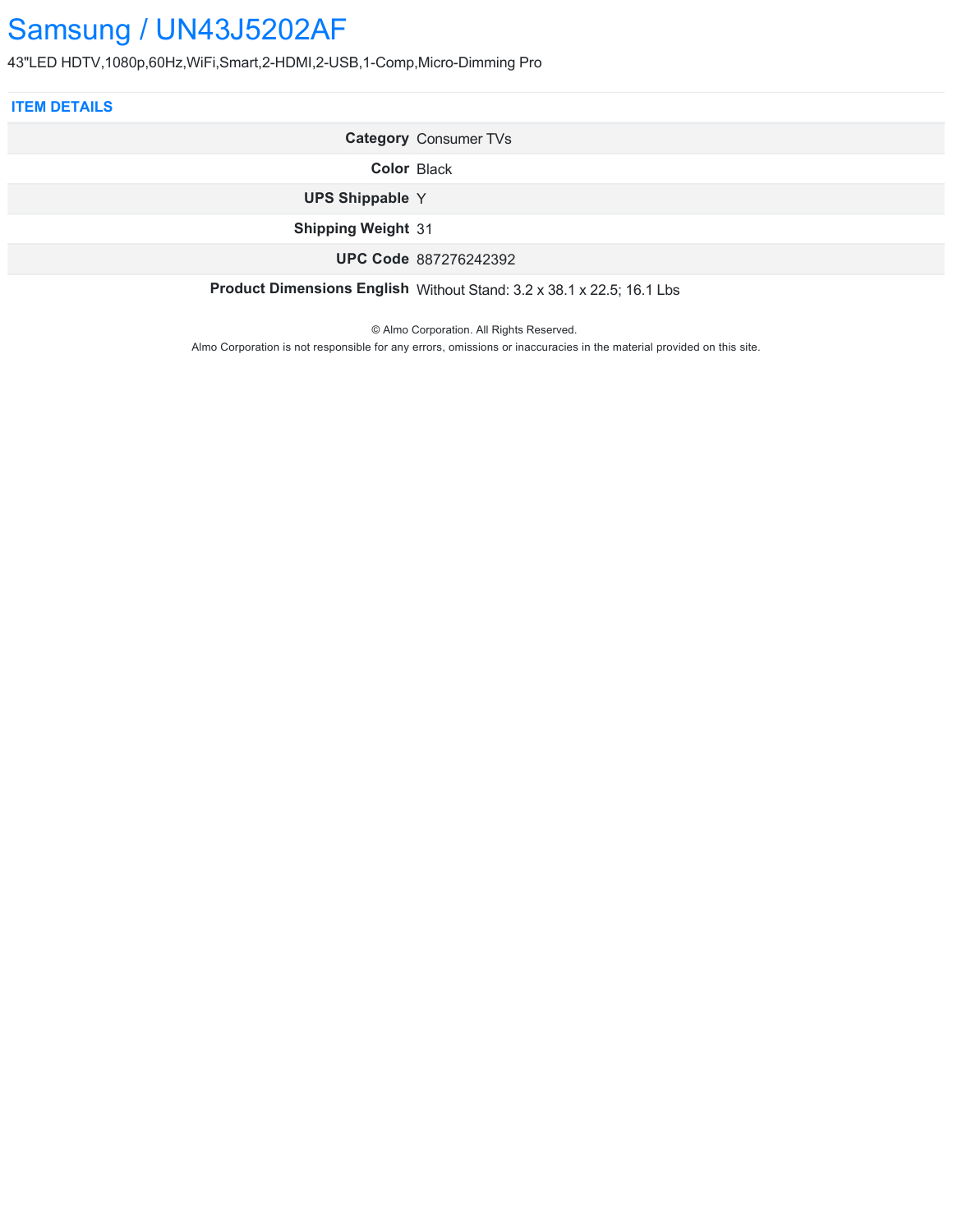# Samsung / UN43J5202AF

43"LED HDTV,1080p,60Hz,WiFi,Smart,2-HDMI,2-USB,1-Comp,Micro-Dimming Pro

## ITEM DETAILS

| | |
|---|---|
| **Category** | Consumer TVs |
| **Color** | Black |
| **UPS Shippable** | Y |
| **Shipping Weight** | 31 |
| **UPC Code** | 887276242392 |
| **Product Dimensions English** | Without Stand: 3.2 x 38.1 x 22.5; 16.1 Lbs |

© Almo Corporation. All Rights Reserved.

Almo Corporation is not responsible for any errors, omissions or inaccuracies in the material provided on this site.